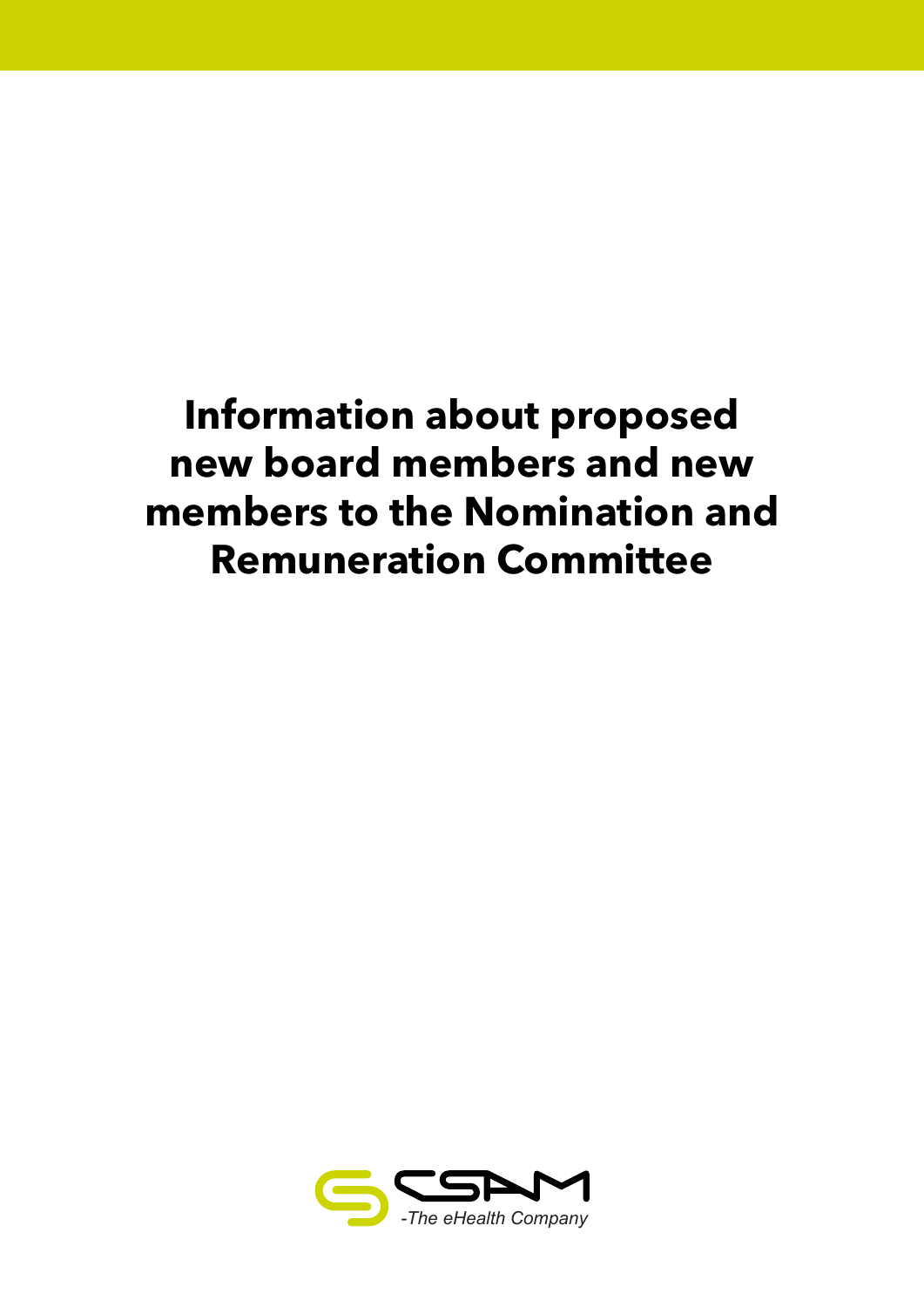# Information about proposed new board members and new members to the Nomination and Remuneration Committee

CSAM

*-The eHealth Company*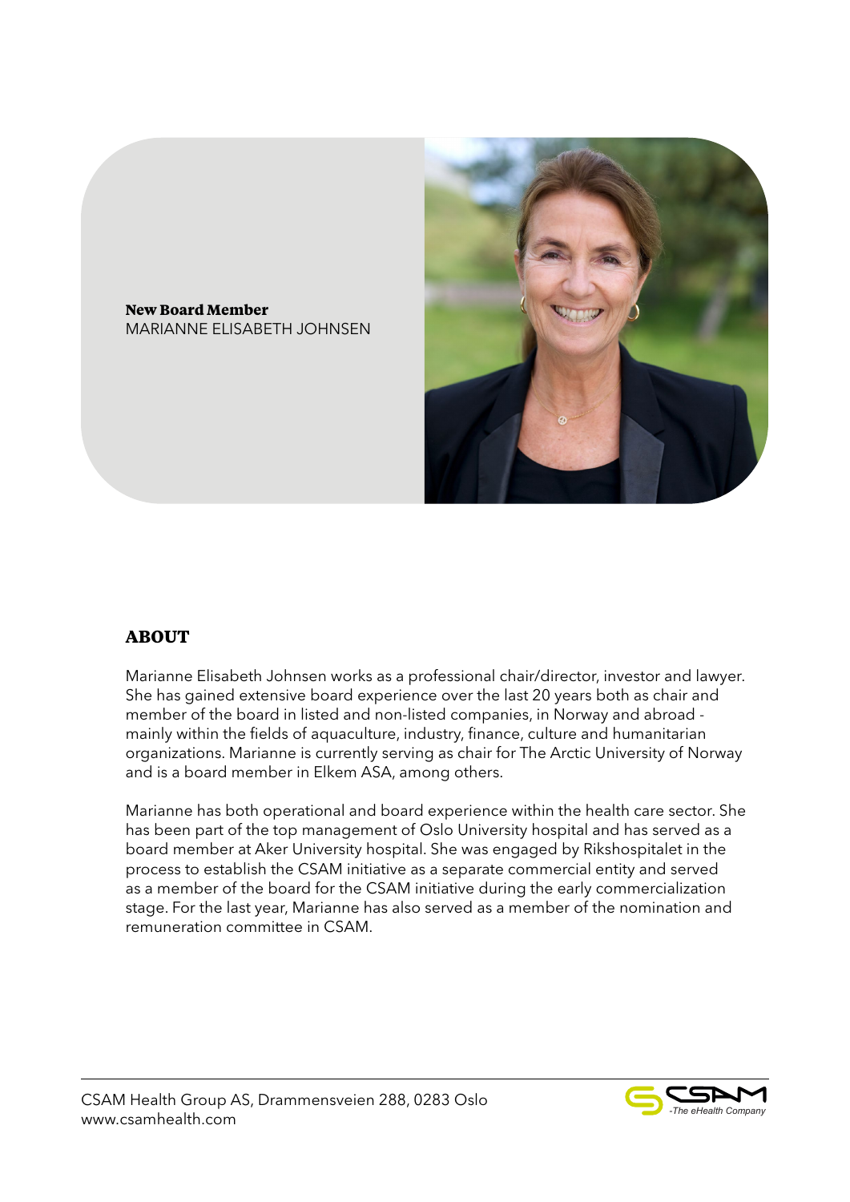**New Board Member**
MARIANNE ELISABETH JOHNSEN

## ABOUT

Marianne Elisabeth Johnsen works as a professional chair/director, investor and lawyer. She has gained extensive board experience over the last 20 years both as chair and member of the board in listed and non-listed companies, in Norway and abroad - mainly within the fields of aquaculture, industry, finance, culture and humanitarian organizations. Marianne is currently serving as chair for The Arctic University of Norway and is a board member in Elkem ASA, among others.

Marianne has both operational and board experience within the health care sector. She has been part of the top management of Oslo University hospital and has served as a board member at Aker University hospital. She was engaged by Rikshospitalet in the process to establish the CSAM initiative as a separate commercial entity and served as a member of the board for the CSAM initiative during the early commercialization stage. For the last year, Marianne has also served as a member of the nomination and remuneration committee in CSAM.

CSAM Health Group AS, Drammensveien 288, 0283 Oslo
www.csamhealth.com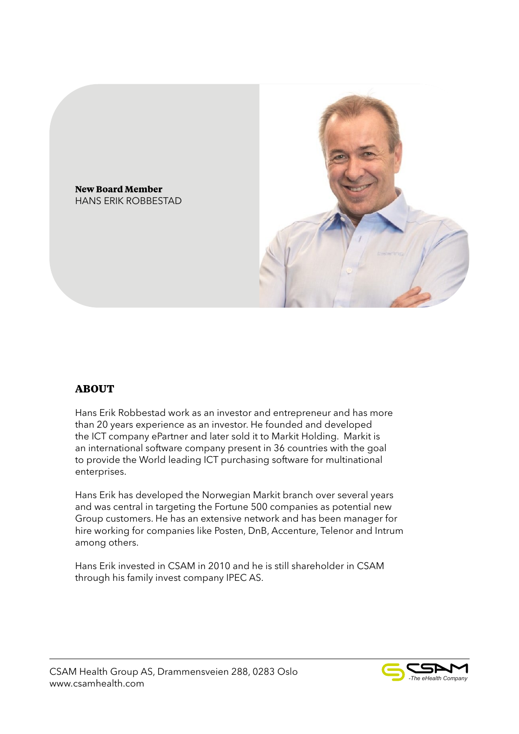**New Board Member**
HANS ERIK ROBBESTAD

## ABOUT

Hans Erik Robbestad work as an investor and entrepreneur and has more than 20 years experience as an investor. He founded and developed the ICT company ePartner and later sold it to Markit Holding. Markit is an international software company present in 36 countries with the goal to provide the World leading ICT purchasing software for multinational enterprises.

Hans Erik has developed the Norwegian Markit branch over several years and was central in targeting the Fortune 500 companies as potential new Group customers. He has an extensive network and has been manager for hire working for companies like Posten, DnB, Accenture, Telenor and Intrum among others.

Hans Erik invested in CSAM in 2010 and he is still shareholder in CSAM through his family invest company IPEC AS.

CSAM Health Group AS, Drammensveien 288, 0283 Oslo
www.csamhealth.com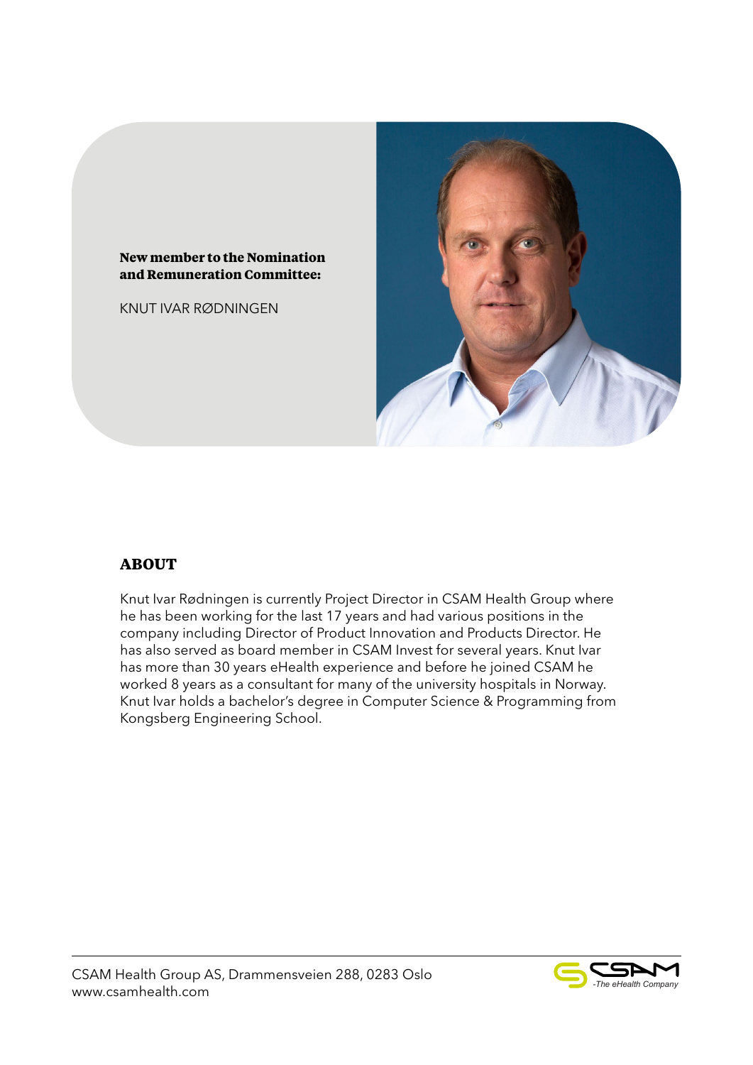**New member to the Nomination and Remuneration Committee:**

KNUT IVAR RØDNINGEN

## ABOUT

Knut Ivar Rødningen is currently Project Director in CSAM Health Group where he has been working for the last 17 years and had various positions in the company including Director of Product Innovation and Products Director. He has also served as board member in CSAM Invest for several years. Knut Ivar has more than 30 years eHealth experience and before he joined CSAM he worked 8 years as a consultant for many of the university hospitals in Norway. Knut Ivar holds a bachelor's degree in Computer Science & Programming from Kongsberg Engineering School.

CSAM Health Group AS, Drammensveien 288, 0283 Oslo
www.csamhealth.com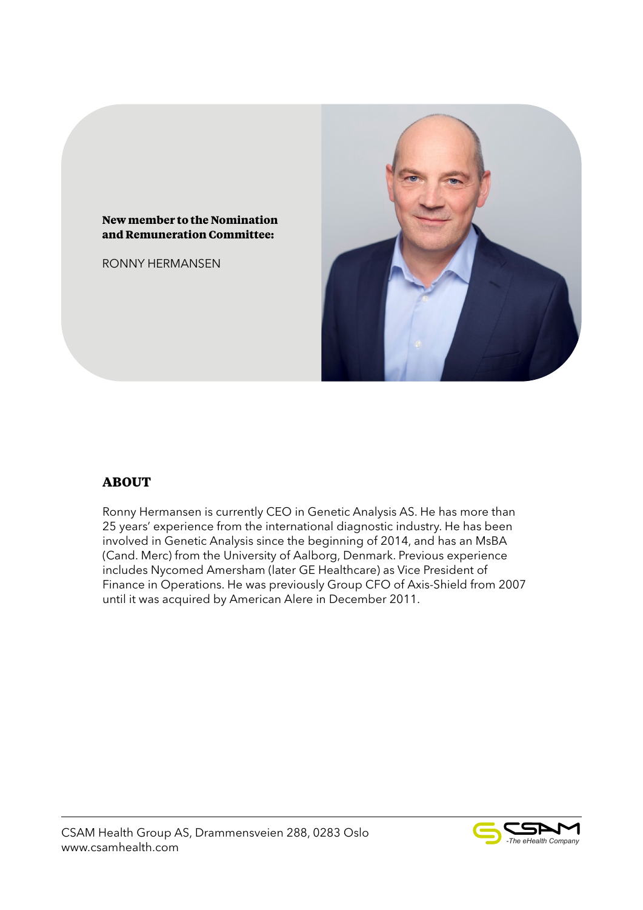**New member to the Nomination and Remuneration Committee:**

RONNY HERMANSEN

## ABOUT

Ronny Hermansen is currently CEO in Genetic Analysis AS. He has more than 25 years' experience from the international diagnostic industry. He has been involved in Genetic Analysis since the beginning of 2014, and has an MsBA (Cand. Merc) from the University of Aalborg, Denmark. Previous experience includes Nycomed Amersham (later GE Healthcare) as Vice President of Finance in Operations. He was previously Group CFO of Axis-Shield from 2007 until it was acquired by American Alere in December 2011.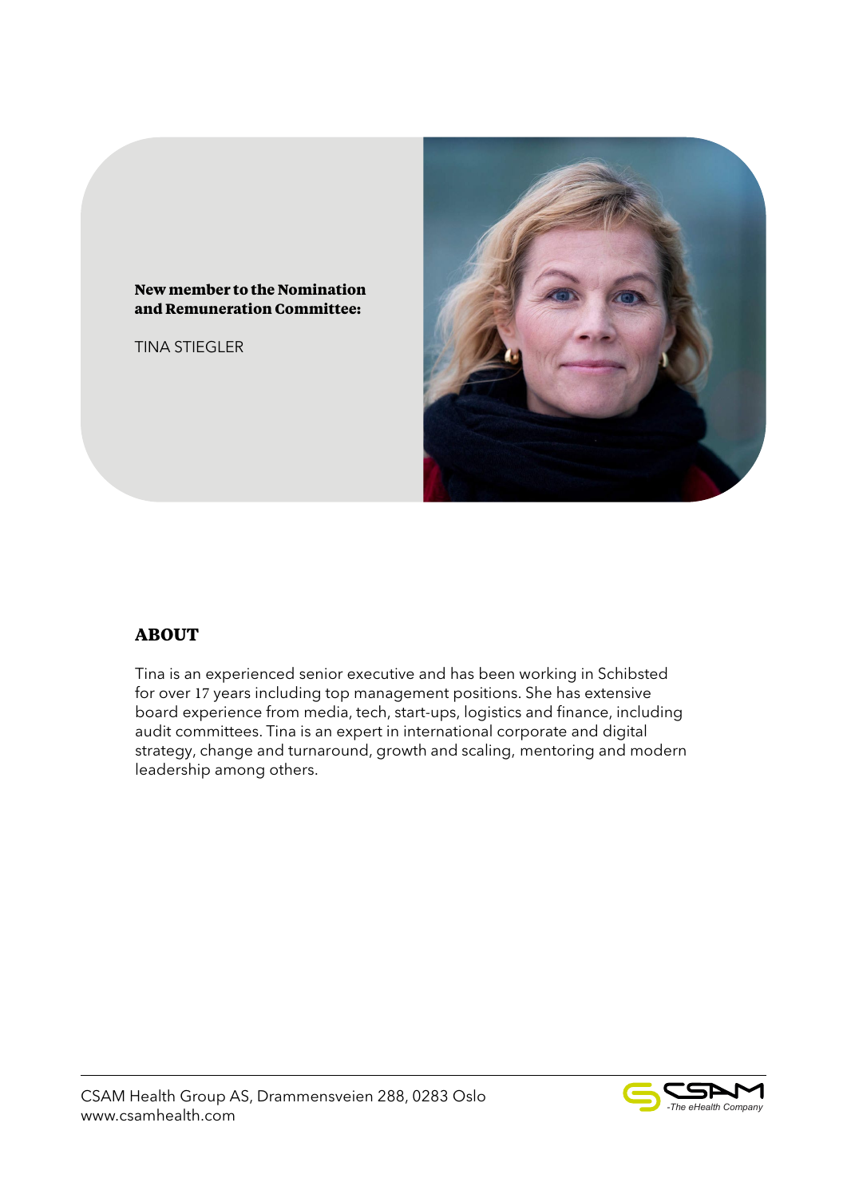**New member to the Nomination and Remuneration Committee:**

TINA STIEGLER

## ABOUT

Tina is an experienced senior executive and has been working in Schibsted for over 17 years including top management positions. She has extensive board experience from media, tech, start-ups, logistics and finance, including audit committees. Tina is an expert in international corporate and digital strategy, change and turnaround, growth and scaling, mentoring and modern leadership among others.

CSAM Health Group AS, Drammensveien 288, 0283 Oslo
www.csamhealth.com